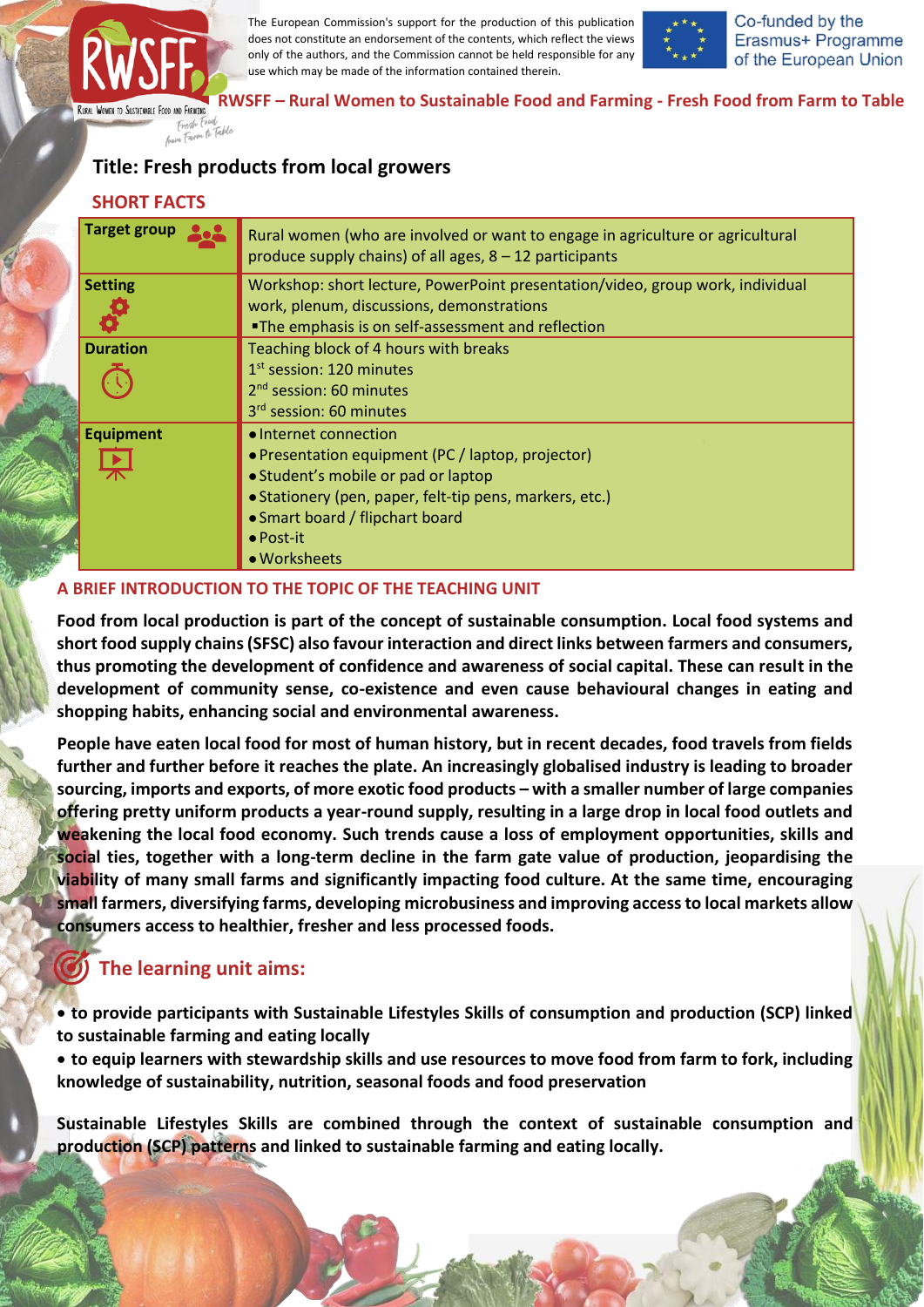The European Commission's support for the production of this publication does not constitute an endorsement of the contents, which reflect the views only of the authors, and the Commission cannot be held responsible for any use which may be made of the information contained therein.

Co-funded by the Erasmus+ Programme of the European Union

**RWSFF – Rural Women to Sustainable Food and Farming - Fresh Food from Farm to Table**

## Title: Fresh products from local growers

### SHORT FACTS

| | |
|---|---|
| **Target group** | Rural women (who are involved or want to engage in agriculture or agricultural produce supply chains) of all ages, 8 – 12 participants |
| **Setting** | Workshop: short lecture, PowerPoint presentation/video, group work, individual work, plenum, discussions, demonstrations<br>▪The emphasis is on self-assessment and reflection |
| **Duration** | Teaching block of 4 hours with breaks<br>1st session: 120 minutes<br>2nd session: 60 minutes<br>3rd session: 60 minutes |
| **Equipment** | • Internet connection<br>• Presentation equipment (PC / laptop, projector)<br>• Student's mobile or pad or laptop<br>• Stationery (pen, paper, felt-tip pens, markers, etc.)<br>• Smart board / flipchart board<br>• Post-it<br>• Worksheets |

### A BRIEF INTRODUCTION TO THE TOPIC OF THE TEACHING UNIT

**Food from local production is part of the concept of sustainable consumption. Local food systems and short food supply chains (SFSC) also favour interaction and direct links between farmers and consumers, thus promoting the development of confidence and awareness of social capital. These can result in the development of community sense, co-existence and even cause behavioural changes in eating and shopping habits, enhancing social and environmental awareness.**

**People have eaten local food for most of human history, but in recent decades, food travels from fields further and further before it reaches the plate. An increasingly globalised industry is leading to broader sourcing, imports and exports, of more exotic food products – with a smaller number of large companies offering pretty uniform products a year-round supply, resulting in a large drop in local food outlets and weakening the local food economy. Such trends cause a loss of employment opportunities, skills and social ties, together with a long-term decline in the farm gate value of production, jeopardising the viability of many small farms and significantly impacting food culture. At the same time, encouraging small farmers, diversifying farms, developing microbusiness and improving access to local markets allow consumers access to healthier, fresher and less processed foods.**

### The learning unit aims:

- **to provide participants with Sustainable Lifestyles Skills of consumption and production (SCP) linked to sustainable farming and eating locally**
- **to equip learners with stewardship skills and use resources to move food from farm to fork, including knowledge of sustainability, nutrition, seasonal foods and food preservation**

**Sustainable Lifestyles Skills are combined through the context of sustainable consumption and production (SCP) patterns and linked to sustainable farming and eating locally.**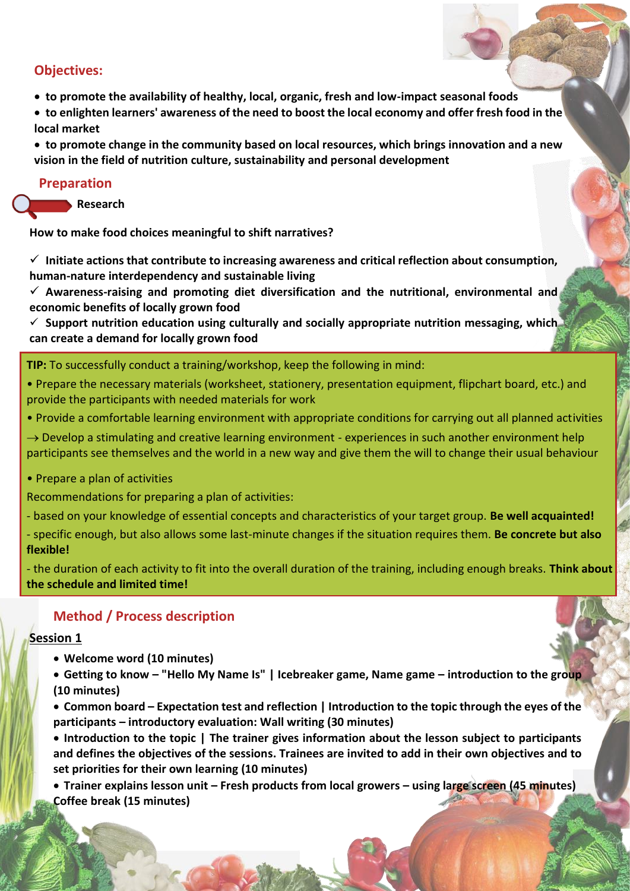## Objectives:

- to promote the availability of healthy, local, organic, fresh and low-impact seasonal foods
- to enlighten learners' awareness of the need to boost the local economy and offer fresh food in the local market
- to promote change in the community based on local resources, which brings innovation and a new vision in the field of nutrition culture, sustainability and personal development

## Preparation

**Research**

**How to make food choices meaningful to shift narratives?**

✓ **Initiate actions that contribute to increasing awareness and critical reflection about consumption, human-nature interdependency and sustainable living**

✓ **Awareness-raising and promoting diet diversification and the nutritional, environmental and economic benefits of locally grown food**

✓ **Support nutrition education using culturally and socially appropriate nutrition messaging, which can create a demand for locally grown food**

**TIP:** To successfully conduct a training/workshop, keep the following in mind:

• Prepare the necessary materials (worksheet, stationery, presentation equipment, flipchart board, etc.) and provide the participants with needed materials for work

• Provide a comfortable learning environment with appropriate conditions for carrying out all planned activities

→ Develop a stimulating and creative learning environment - experiences in such another environment help participants see themselves and the world in a new way and give them the will to change their usual behaviour

• Prepare a plan of activities

Recommendations for preparing a plan of activities:

- based on your knowledge of essential concepts and characteristics of your target group. **Be well acquainted!**

- specific enough, but also allows some last-minute changes if the situation requires them. **Be concrete but also flexible!**

- the duration of each activity to fit into the overall duration of the training, including enough breaks. **Think about the schedule and limited time!**

## Method / Process description

**Session 1**

- **Welcome word (10 minutes)**
- **Getting to know – "Hello My Name Is" | Icebreaker game, Name game – introduction to the group (10 minutes)**
- **Common board – Expectation test and reflection | Introduction to the topic through the eyes of the participants – introductory evaluation: Wall writing (30 minutes)**
- **Introduction to the topic | The trainer gives information about the lesson subject to participants and defines the objectives of the sessions. Trainees are invited to add in their own objectives and to set priorities for their own learning (10 minutes)**
- **Trainer explains lesson unit – Fresh products from local growers – using large screen (45 minutes)**

**Coffee break (15 minutes)**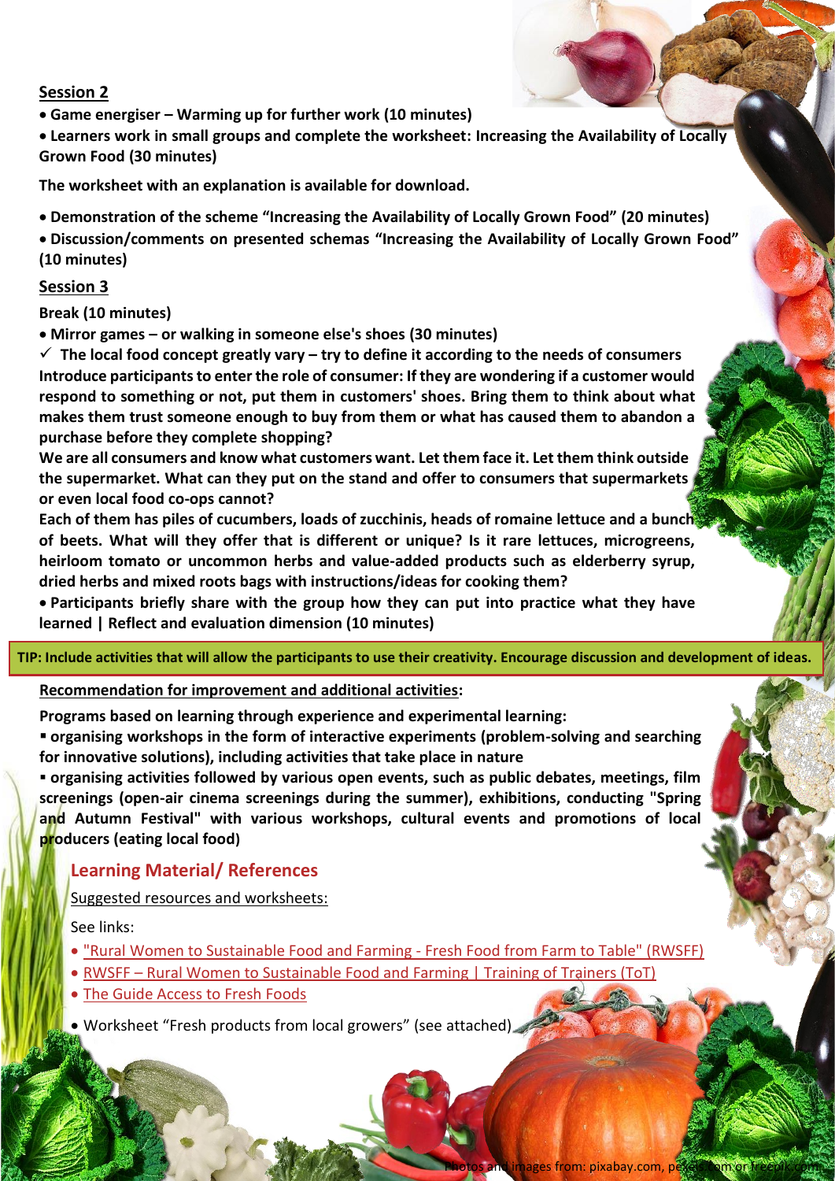## Session 2

- **Game energiser – Warming up for further work (10 minutes)**
- **Learners work in small groups and complete the worksheet: Increasing the Availability of Locally Grown Food (30 minutes)**

**The worksheet with an explanation is available for download.**

- **Demonstration of the scheme "Increasing the Availability of Locally Grown Food" (20 minutes)**
- **Discussion/comments on presented schemas "Increasing the Availability of Locally Grown Food" (10 minutes)**

## Session 3

**Break (10 minutes)**

- **Mirror games – or walking in someone else's shoes (30 minutes)**

✓ **The local food concept greatly vary – try to define it according to the needs of consumers**

**Introduce participants to enter the role of consumer: If they are wondering if a customer would respond to something or not, put them in customers' shoes. Bring them to think about what makes them trust someone enough to buy from them or what has caused them to abandon a purchase before they complete shopping?**

**We are all consumers and know what customers want. Let them face it. Let them think outside the supermarket. What can they put on the stand and offer to consumers that supermarkets or even local food co-ops cannot?**

**Each of them has piles of cucumbers, loads of zucchinis, heads of romaine lettuce and a bunch of beets. What will they offer that is different or unique? Is it rare lettuces, microgreens, heirloom tomato or uncommon herbs and value-added products such as elderberry syrup, dried herbs and mixed roots bags with instructions/ideas for cooking them?**

- **Participants briefly share with the group how they can put into practice what they have learned | Reflect and evaluation dimension (10 minutes)**

**TIP: Include activities that will allow the participants to use their creativity. Encourage discussion and development of ideas.**

**Recommendation for improvement and additional activities:**

**Programs based on learning through experience and experimental learning:**

- **organising workshops in the form of interactive experiments (problem-solving and searching for innovative solutions), including activities that take place in nature**
- **organising activities followed by various open events, such as public debates, meetings, film screenings (open-air cinema screenings during the summer), exhibitions, conducting "Spring and Autumn Festival" with various workshops, cultural events and promotions of local producers (eating local food)**

## Learning Material/ References

Suggested resources and worksheets:

See links:

- "Rural Women to Sustainable Food and Farming - Fresh Food from Farm to Table" (RWSFF)
- RWSFF – Rural Women to Sustainable Food and Farming | Training of Trainers (ToT)
- The Guide Access to Fresh Foods
- Worksheet "Fresh products from local growers" (see attached)

Photos and images from: pixabay.com, pexels.com or freepik.com